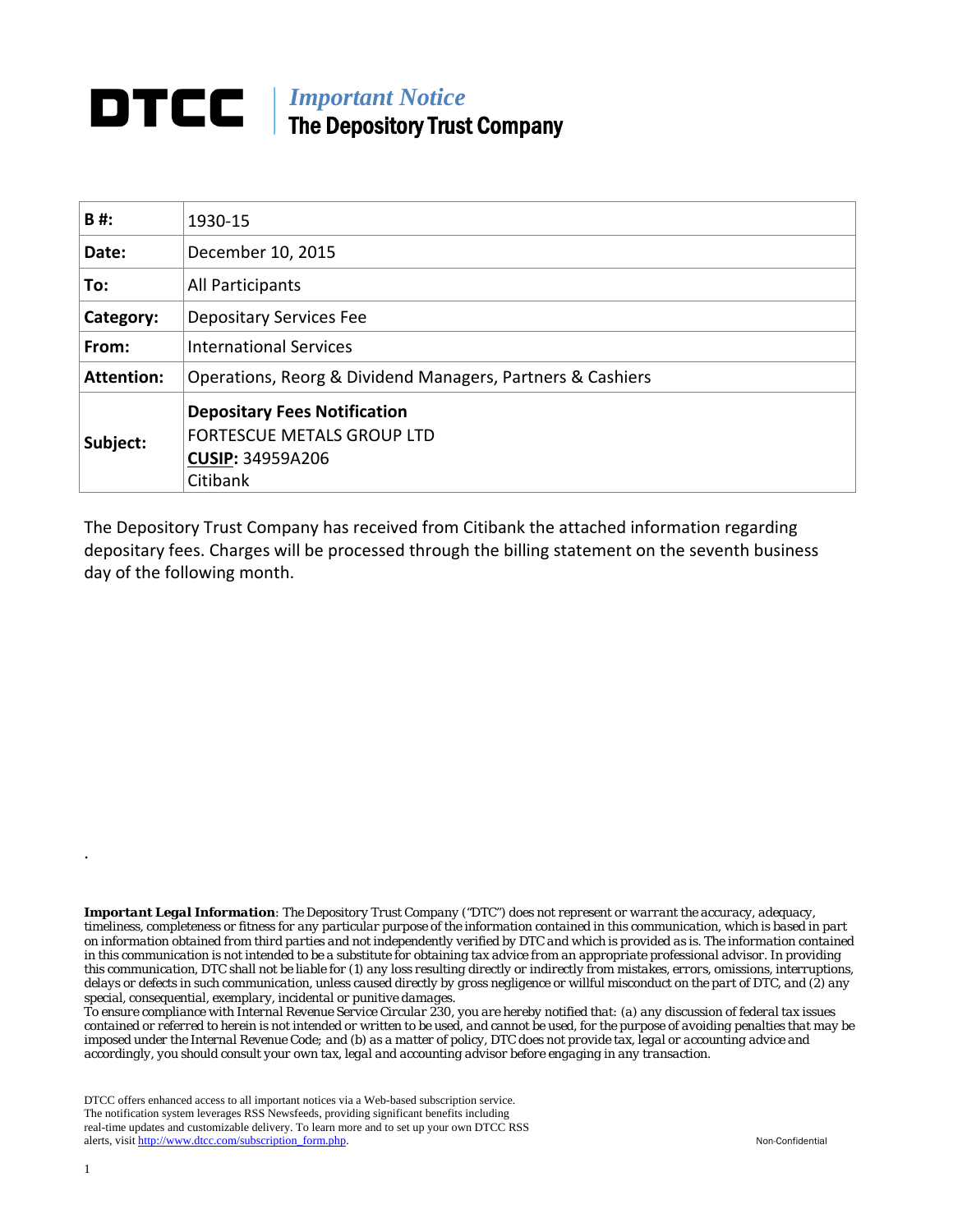# DTCC | *Important Notice*
## The Depository Trust Company

| | |
|---|---|
| **B #:** | 1930-15 |
| **Date:** | December 10, 2015 |
| **To:** | All Participants |
| **Category:** | Depositary Services Fee |
| **From:** | International Services |
| **Attention:** | Operations, Reorg & Dividend Managers, Partners & Cashiers |
| **Subject:** | **Depositary Fees Notification**<br>FORTESCUE METALS GROUP LTD<br>**CUSIP:** 34959A206<br>Citibank |

The Depository Trust Company has received from Citibank the attached information regarding depositary fees. Charges will be processed through the billing statement on the seventh business day of the following month.

.

***Important Legal Information**: The Depository Trust Company ("DTC") does not represent or warrant the accuracy, adequacy, timeliness, completeness or fitness for any particular purpose of the information contained in this communication, which is based in part on information obtained from third parties and not independently verified by DTC and which is provided as is. The information contained in this communication is not intended to be a substitute for obtaining tax advice from an appropriate professional advisor. In providing this communication, DTC shall not be liable for (1) any loss resulting directly or indirectly from mistakes, errors, omissions, interruptions, delays or defects in such communication, unless caused directly by gross negligence or willful misconduct on the part of DTC, and (2) any special, consequential, exemplary, incidental or punitive damages.*

*To ensure compliance with Internal Revenue Service Circular 230, you are hereby notified that: (a) any discussion of federal tax issues contained or referred to herein is not intended or written to be used, and cannot be used, for the purpose of avoiding penalties that may be imposed under the Internal Revenue Code; and (b) as a matter of policy, DTC does not provide tax, legal or accounting advice and accordingly, you should consult your own tax, legal and accounting advisor before engaging in any transaction.*

DTCC offers enhanced access to all important notices via a Web-based subscription service. The notification system leverages RSS Newsfeeds, providing significant benefits including real-time updates and customizable delivery. To learn more and to set up your own DTCC RSS alerts, visit http://www.dtcc.com/subscription_form.php.

Non-Confidential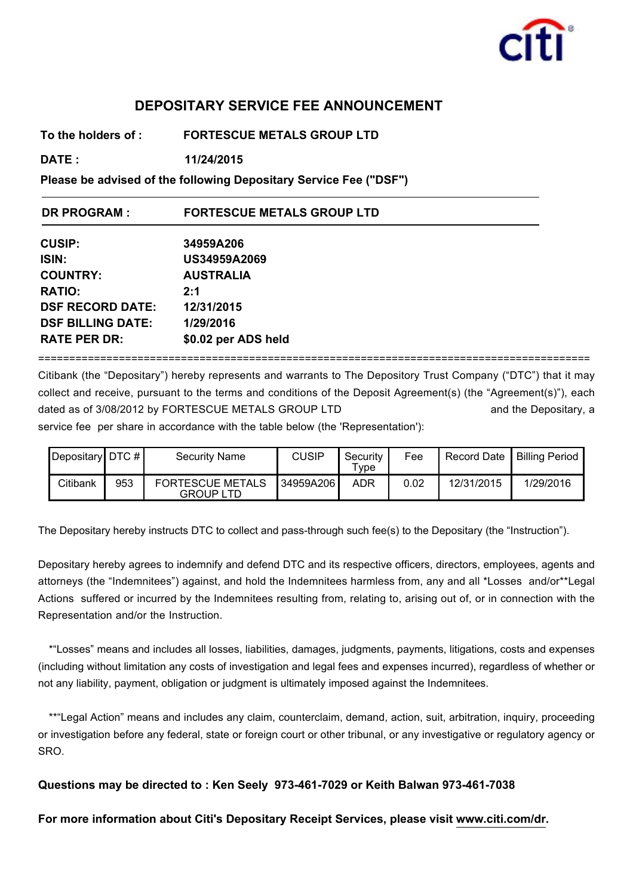# DEPOSITARY SERVICE FEE ANNOUNCEMENT

**To the holders of :** **FORTESCUE METALS GROUP LTD**

**DATE :** **11/24/2015**

**Please be advised of the following Depositary Service Fee ("DSF")**

---

**DR PROGRAM :** **FORTESCUE METALS GROUP LTD**

---

**CUSIP:** **34959A206**
**ISIN:** **US34959A2069**
**COUNTRY:** **AUSTRALIA**
**RATIO:** **2:1**
**DSF RECORD DATE:** **12/31/2015**
**DSF BILLING DATE:** **1/29/2016**
**RATE PER DR:** **$0.02 per ADS held**

==========================================================================================

Citibank (the "Depositary") hereby represents and warrants to The Depository Trust Company ("DTC") that it may collect and receive, pursuant to the terms and conditions of the Deposit Agreement(s) (the "Agreement(s)"), each dated as of 3/08/2012 by FORTESCUE METALS GROUP LTD and the Depositary, a service fee per share in accordance with the table below (the 'Representation'):

| Depositary | DTC # | Security Name | CUSIP | Security Type | Fee | Record Date | Billing Period |
|---|---|---|---|---|---|---|---|
| Citibank | 953 | FORTESCUE METALS GROUP LTD | 34959A206 | ADR | 0.02 | 12/31/2015 | 1/29/2016 |

The Depositary hereby instructs DTC to collect and pass-through such fee(s) to the Depositary (the "Instruction").

Depositary hereby agrees to indemnify and defend DTC and its respective officers, directors, employees, agents and attorneys (the "Indemnitees") against, and hold the Indemnitees harmless from, any and all *Losses and/or**Legal Actions suffered or incurred by the Indemnitees resulting from, relating to, arising out of, or in connection with the Representation and/or the Instruction.

*"Losses" means and includes all losses, liabilities, damages, judgments, payments, litigations, costs and expenses (including without limitation any costs of investigation and legal fees and expenses incurred), regardless of whether or not any liability, payment, obligation or judgment is ultimately imposed against the Indemnitees.

**"Legal Action" means and includes any claim, counterclaim, demand, action, suit, arbitration, inquiry, proceeding or investigation before any federal, state or foreign court or other tribunal, or any investigative or regulatory agency or SRO.

**Questions may be directed to : Ken Seely 973-461-7029 or Keith Balwan 973-461-7038**

**For more information about Citi's Depositary Receipt Services, please visit www.citi.com/dr.**